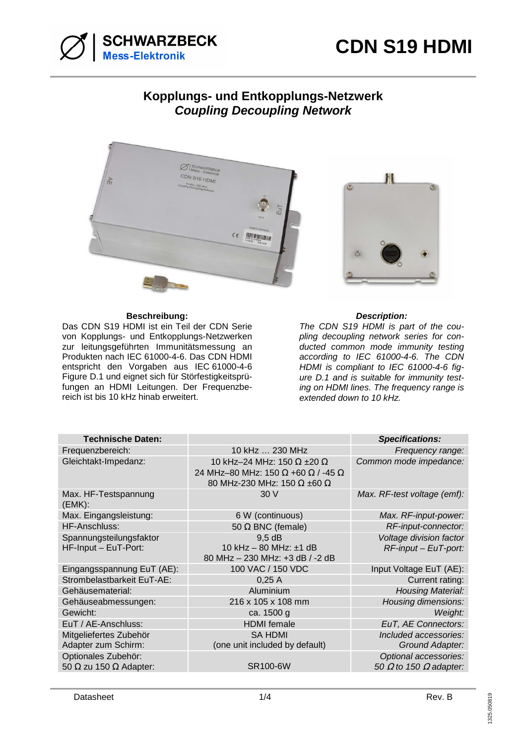# CDN S19 HDMI

SCHWARZBECK Mess-Elektronik

## Kopplungs- und Entkopplungs-Netzwerk
## *Coupling Decoupling Network*

**Beschreibung:**

Das CDN S19 HDMI ist ein Teil der CDN Serie von Kopplungs- und Entkopplungs-Netzwerken zur leitungsgeführten Immunitätsmessung an Produkten nach IEC 61000-4-6. Das CDN HDMI entspricht den Vorgaben aus IEC 61000-4-6 Figure D.1 und eignet sich für Störfestigkeitsprüfungen an HDMI Leitungen. Der Frequenzbereich ist bis 10 kHz hinab erweitert.

***Description:***

*The CDN S19 HDMI is part of the coupling decoupling network series for conducted common mode immunity testing according to IEC 61000-4-6. The CDN HDMI is compliant to IEC 61000-4-6 figure D.1 and is suitable for immunity testing on HDMI lines. The frequency range is extended down to 10 kHz.*

| **Technische Daten:** | | ***Specifications:*** |
|---|---|---|
| Frequenzbereich: | 10 kHz … 230 MHz | *Frequency range:* |
| Gleichtakt-Impedanz: | 10 kHz–24 MHz: 150 Ω ±20 Ω<br>24 MHz–80 MHz: 150 Ω +60 Ω / -45 Ω<br>80 MHz-230 MHz: 150 Ω ±60 Ω | *Common mode impedance:* |
| Max. HF-Testspannung (EMK): | 30 V | *Max. RF-test voltage (emf):* |
| Max. Eingangsleistung: | 6 W (continuous) | *Max. RF-input-power:* |
| HF-Anschluss: | 50 Ω BNC (female) | *RF-input-connector:* |
| Spannungsteilungsfaktor HF-Input – EuT-Port: | 9,5 dB<br>10 kHz – 80 MHz: ±1 dB<br>80 MHz – 230 MHz: +3 dB / -2 dB | *Voltage division factor RF-input – EuT-port:* |
| Eingangsspannung EuT (AE): | 100 VAC / 150 VDC | Input Voltage EuT (AE): |
| Strombelastbarkeit EuT-AE: | 0,25 A | Current rating: |
| Gehäusematerial: | Aluminium | *Housing Material:* |
| Gehäuseabmessungen: | 216 x 105 x 108 mm | *Housing dimensions:* |
| Gewicht: | ca. 1500 g | *Weight:* |
| EuT / AE-Anschluss: | HDMI female | *EuT, AE Connectors:* |
| Mitgeliefertes Zubehör Adapter zum Schirm: | SA HDMI<br>(one unit included by default) | *Included accessories: Ground Adapter:* |
| Optionales Zubehör: 50 Ω zu 150 Ω Adapter: | SR100-6W | *Optional accessories: 50 Ω to 150 Ω adapter:* |

Datasheet — Rev. B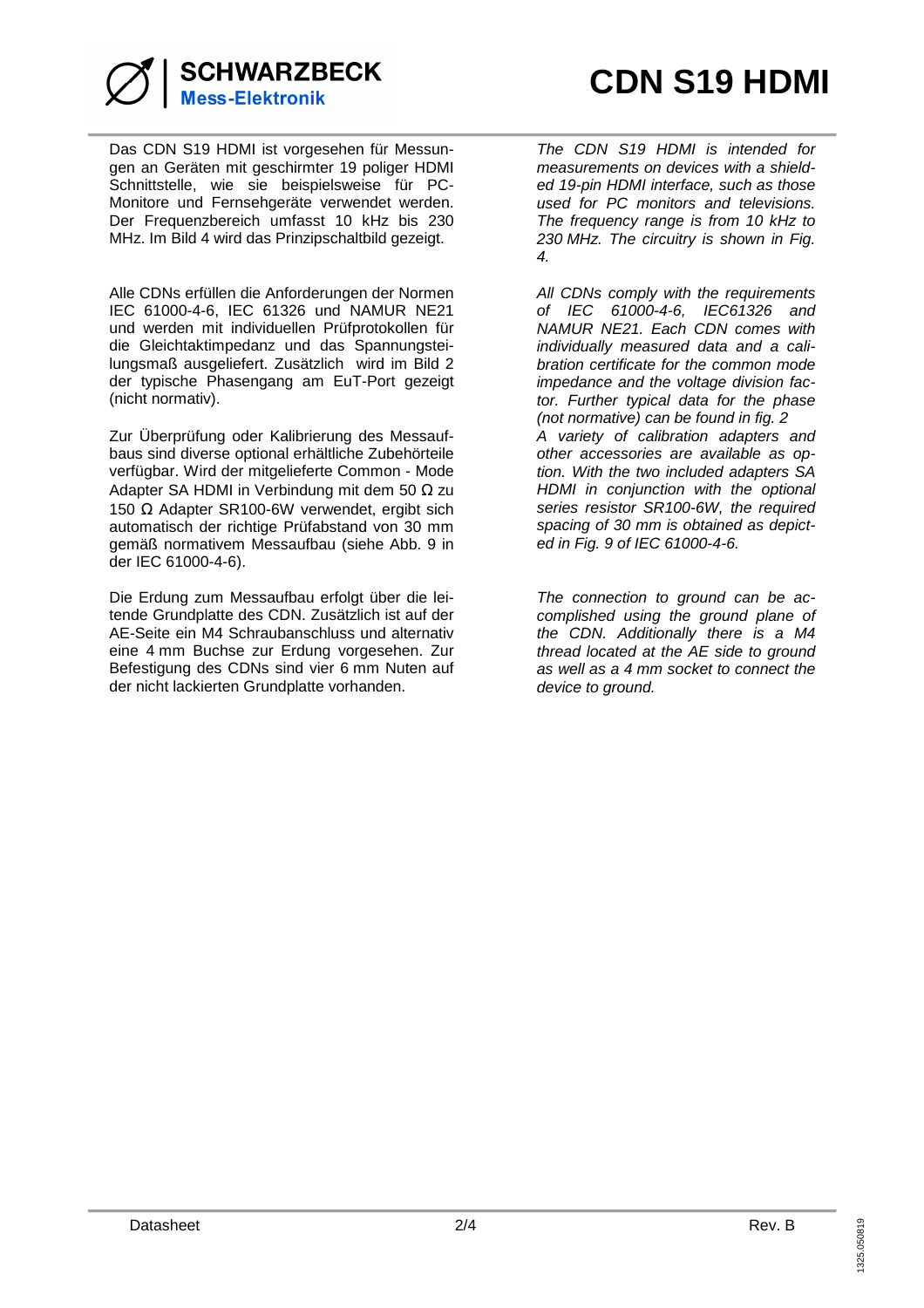Das CDN S19 HDMI ist vorgesehen für Messungen an Geräten mit geschirmter 19 poliger HDMI Schnittstelle, wie sie beispielsweise für PC-Monitore und Fernsehgeräte verwendet werden. Der Frequenzbereich umfasst 10 kHz bis 230 MHz. Im Bild 4 wird das Prinzipschaltbild gezeigt.

Alle CDNs erfüllen die Anforderungen der Normen IEC 61000-4-6, IEC 61326 und NAMUR NE21 und werden mit individuellen Prüfprotokollen für die Gleichtaktimpedanz und das Spannungsteilungsmaß ausgeliefert. Zusätzlich wird im Bild 2 der typische Phasengang am EuT-Port gezeigt (nicht normativ).

Zur Überprüfung oder Kalibrierung des Messaufbaus sind diverse optional erhältliche Zubehörteile verfügbar. Wird der mitgelieferte Common - Mode Adapter SA HDMI in Verbindung mit dem 50 Ω zu 150 Ω Adapter SR100-6W verwendet, ergibt sich automatisch der richtige Prüfabstand von 30 mm gemäß normativem Messaufbau (siehe Abb. 9 in der IEC 61000-4-6).

Die Erdung zum Messaufbau erfolgt über die leitende Grundplatte des CDN. Zusätzlich ist auf der AE-Seite ein M4 Schraubanschluss und alternativ eine 4 mm Buchse zur Erdung vorgesehen. Zur Befestigung des CDNs sind vier 6 mm Nuten auf der nicht lackierten Grundplatte vorhanden.

*The CDN S19 HDMI is intended for measurements on devices with a shielded 19-pin HDMI interface, such as those used for PC monitors and televisions. The frequency range is from 10 kHz to 230 MHz. The circuitry is shown in Fig. 4.*

*All CDNs comply with the requirements of IEC 61000-4-6, IEC61326 and NAMUR NE21. Each CDN comes with individually measured data and a calibration certificate for the common mode impedance and the voltage division factor. Further typical data for the phase (not normative) can be found in fig. 2*
*A variety of calibration adapters and other accessories are available as option. With the two included adapters SA HDMI in conjunction with the optional series resistor SR100-6W, the required spacing of 30 mm is obtained as depicted in Fig. 9 of IEC 61000-4-6.*

*The connection to ground can be accomplished using the ground plane of the CDN. Additionally there is a M4 thread located at the AE side to ground as well as a 4 mm socket to connect the device to ground.*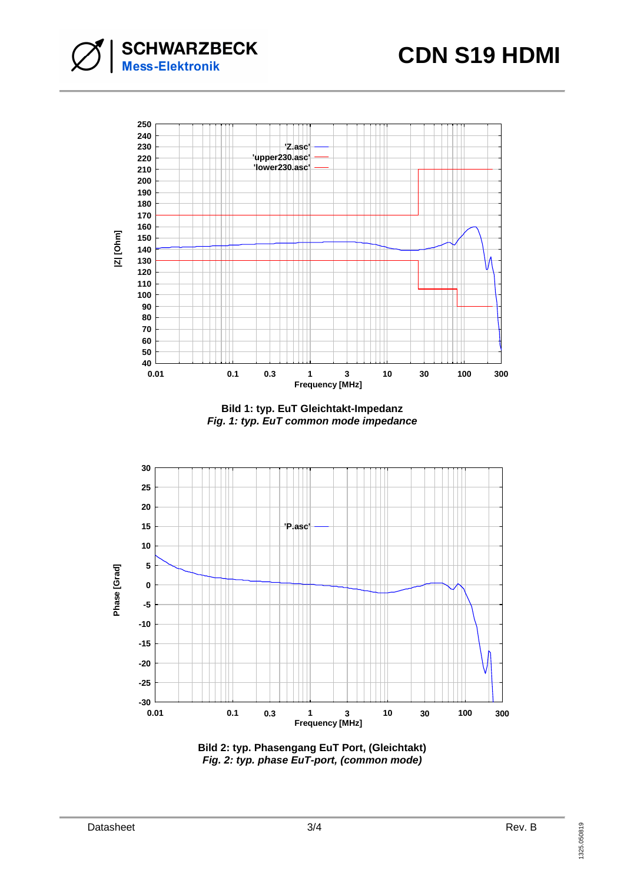**Bild 1: typ. EuT Gleichtakt-Impedanz**
*Fig. 1: typ. EuT common mode impedance*

**Bild 2: typ. Phasengang EuT Port, (Gleichtakt)**
*Fig. 2: typ. phase EuT-port, (common mode)*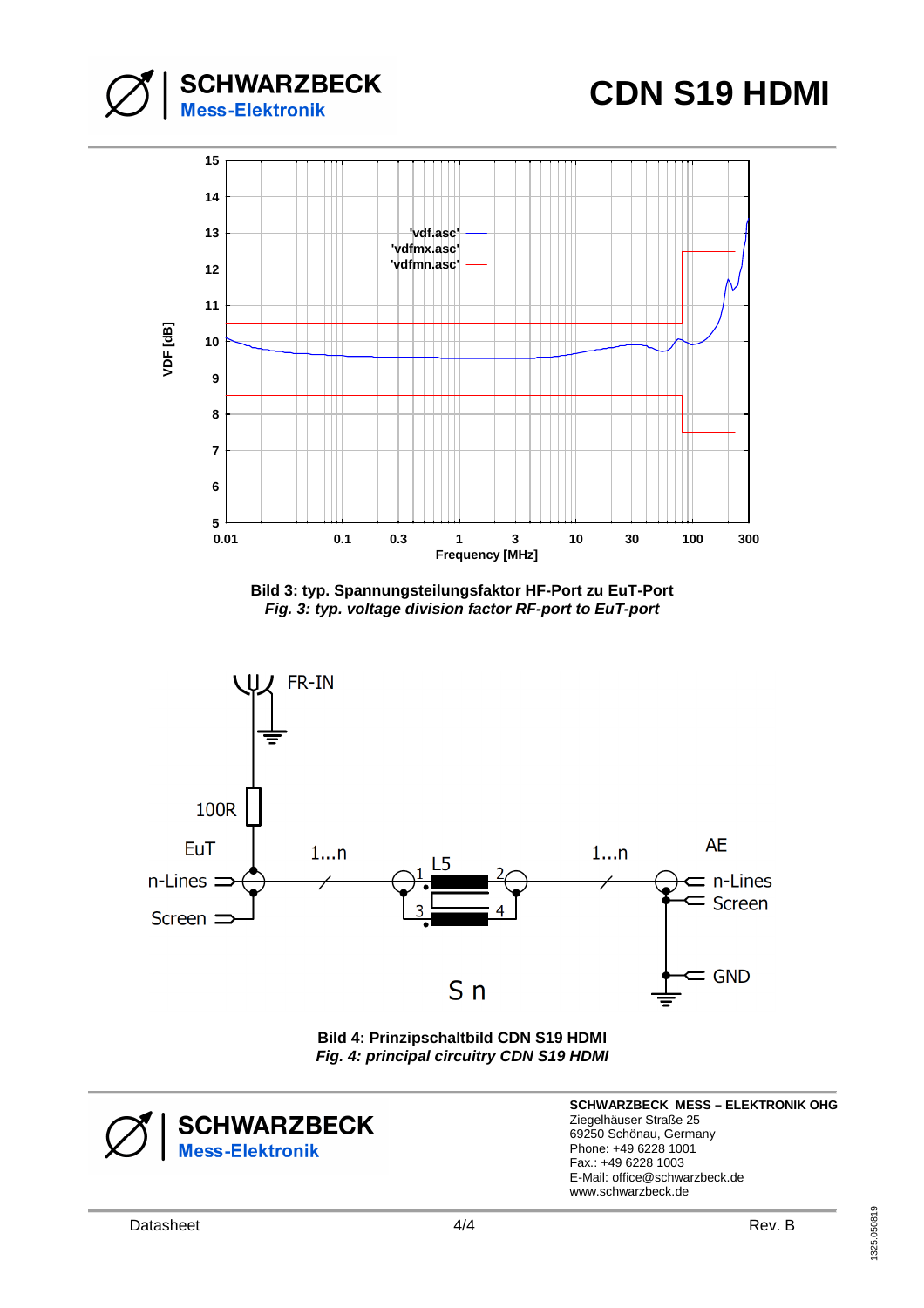15
14
13
12
11
10
9
8
7
6
5

VDF [dB]

'vdf.asc'
'vdfmx.asc'
'vdfmn.asc'

0.01 0.1 0.3 1 3 10 30 100 300

Frequency [MHz]

**Bild 3: typ. Spannungsteilungsfaktor HF-Port zu EuT-Port**
***Fig. 3: typ. voltage division factor RF-port to EuT-port***

FR-IN

100R

EuT

n-Lines

Screen

1...n

L5

1 2 3 4

1...n

AE

n-Lines

Screen

GND

S n

**Bild 4: Prinzipschaltbild CDN S19 HDMI**
***Fig. 4: principal circuitry CDN S19 HDMI***

**SCHWARZBECK MESS – ELEKTRONIK OHG**
Ziegelhäuser Straße 25
69250 Schönau, Germany
Phone: +49 6228 1001
Fax.: +49 6228 1003
E-Mail: office@schwarzbeck.de
www.schwarzbeck.de

Datasheet Rev. B